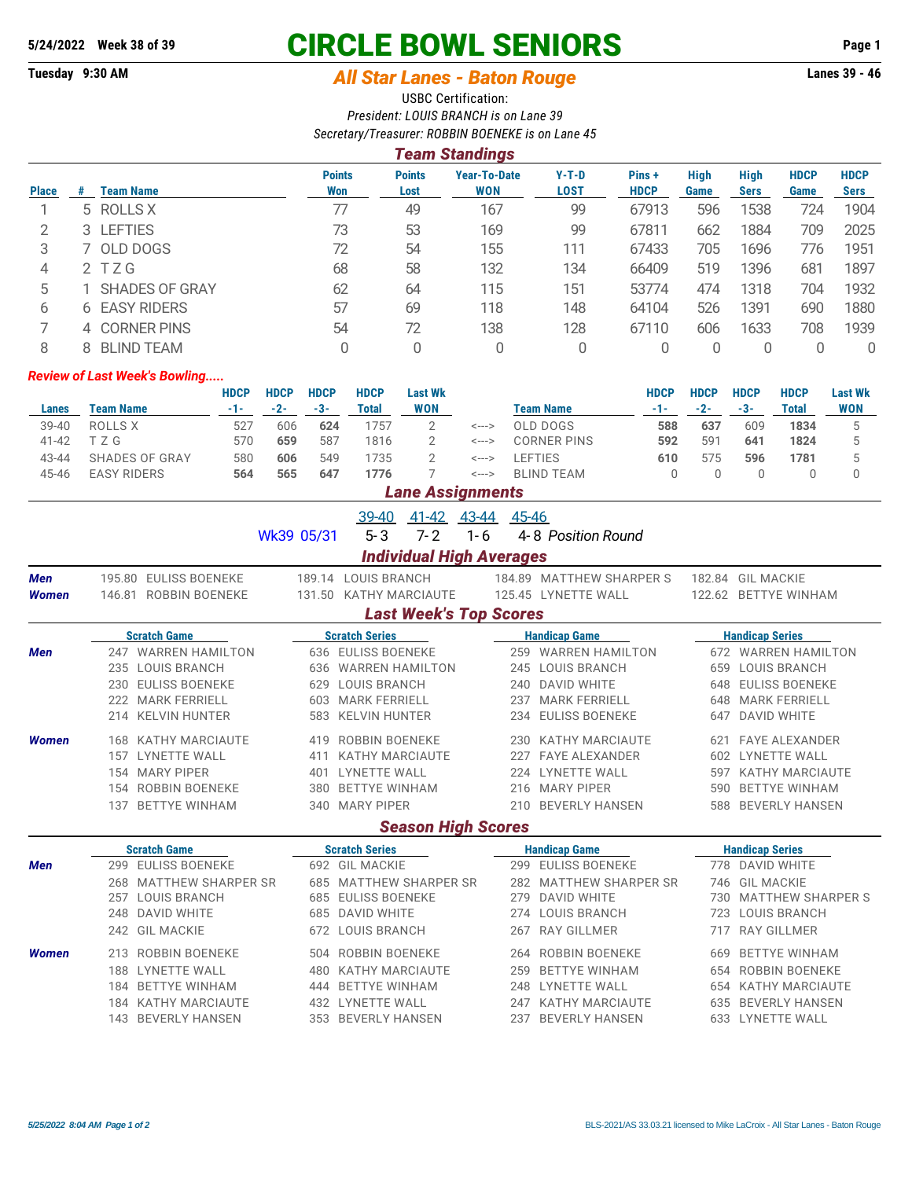**5/24/2022 Week 38 of 39**

# CIRCLE BOWL SENIORS

**Tuesday 9:30 AM**

## *All Star Lanes - Baton Rouge*

**Lanes 39 - 46**

USBC Certification:

*President: LOUIS BRANCH is on Lane 39*

*Secretary/Treasurer: ROBBIN BOENEKE is on Lane 45*

### *Team Standings*

| Place | # | Team Name | Points Won | Points Lost | Year-To-Date WON | Y-T-D LOST | Pins + HDCP | High Game | High Sers | HDCP Game | HDCP Sers |
|---|---|---|---|---|---|---|---|---|---|---|---|
| 1 | 5 | ROLLS X | 77 | 49 | 167 | 99 | 67913 | 596 | 1538 | 724 | 1904 |
| 2 | 3 | LEFTIES | 73 | 53 | 169 | 99 | 67811 | 662 | 1884 | 709 | 2025 |
| 3 | 7 | OLD DOGS | 72 | 54 | 155 | 111 | 67433 | 705 | 1696 | 776 | 1951 |
| 4 | 2 | T Z G | 68 | 58 | 132 | 134 | 66409 | 519 | 1396 | 681 | 1897 |
| 5 | 1 | SHADES OF GRAY | 62 | 64 | 115 | 151 | 53774 | 474 | 1318 | 704 | 1932 |
| 6 | 6 | EASY RIDERS | 57 | 69 | 118 | 148 | 64104 | 526 | 1391 | 690 | 1880 |
| 7 | 4 | CORNER PINS | 54 | 72 | 138 | 128 | 67110 | 606 | 1633 | 708 | 1939 |
| 8 | 8 | BLIND TEAM | 0 | 0 | 0 | 0 | 0 | 0 | 0 | 0 | 0 |

*Review of Last Week's Bowling.....*

| Lanes | Team Name | HDCP -1- | HDCP -2- | HDCP -3- | HDCP Total | Last Wk WON | | Team Name | HDCP -1- | HDCP -2- | HDCP -3- | HDCP Total | Last Wk WON |
|---|---|---|---|---|---|---|---|---|---|---|---|---|---|
| 39-40 | ROLLS X | 527 | 606 | **624** | 1757 | 2 | <---> | OLD DOGS | **588** | **637** | 609 | **1834** | 5 |
| 41-42 | T Z G | 570 | **659** | 587 | 1816 | 2 | <---> | CORNER PINS | **592** | 591 | **641** | **1824** | 5 |
| 43-44 | SHADES OF GRAY | 580 | **606** | 549 | 1735 | 2 | <---> | LEFTIES | **610** | 575 | **596** | **1781** | 5 |
| 45-46 | EASY RIDERS | **564** | **565** | **647** | **1776** | 7 | <---> | BLIND TEAM | 0 | 0 | 0 | 0 | 0 |

### *Lane Assignments*

| | 39-40 | 41-42 | 43-44 | 45-46 | |
|---|---|---|---|---|---|
| Wk39 05/31 | 5- 3 | 7- 2 | 1- 6 | 4- 8 | *Position Round* |

### *Individual High Averages*

| | | | | |
|---|---|---|---|---|
| **Men** | 195.80 EULISS BOENEKE | 189.14 LOUIS BRANCH | 184.89 MATTHEW SHARPER S | 182.84 GIL MACKIE |
| **Women** | 146.81 ROBBIN BOENEKE | 131.50 KATHY MARCIAUTE | 125.45 LYNETTE WALL | 122.62 BETTYE WINHAM |

### *Last Week's Top Scores*

| | Scratch Game | Scratch Series | Handicap Game | Handicap Series |
|---|---|---|---|---|
| **Men** | 247 WARREN HAMILTON | 636 EULISS BOENEKE | 259 WARREN HAMILTON | 672 WARREN HAMILTON |
| | 235 LOUIS BRANCH | 636 WARREN HAMILTON | 245 LOUIS BRANCH | 659 LOUIS BRANCH |
| | 230 EULISS BOENEKE | 629 LOUIS BRANCH | 240 DAVID WHITE | 648 EULISS BOENEKE |
| | 222 MARK FERRIELL | 603 MARK FERRIELL | 237 MARK FERRIELL | 648 MARK FERRIELL |
| | 214 KELVIN HUNTER | 583 KELVIN HUNTER | 234 EULISS BOENEKE | 647 DAVID WHITE |
| **Women** | 168 KATHY MARCIAUTE | 419 ROBBIN BOENEKE | 230 KATHY MARCIAUTE | 621 FAYE ALEXANDER |
| | 157 LYNETTE WALL | 411 KATHY MARCIAUTE | 227 FAYE ALEXANDER | 602 LYNETTE WALL |
| | 154 MARY PIPER | 401 LYNETTE WALL | 224 LYNETTE WALL | 597 KATHY MARCIAUTE |
| | 154 ROBBIN BOENEKE | 380 BETTYE WINHAM | 216 MARY PIPER | 590 BETTYE WINHAM |
| | 137 BETTYE WINHAM | 340 MARY PIPER | 210 BEVERLY HANSEN | 588 BEVERLY HANSEN |

### *Season High Scores*

| | Scratch Game | Scratch Series | Handicap Game | Handicap Series |
|---|---|---|---|---|
| **Men** | 299 EULISS BOENEKE | 692 GIL MACKIE | 299 EULISS BOENEKE | 778 DAVID WHITE |
| | 268 MATTHEW SHARPER SR | 685 MATTHEW SHARPER SR | 282 MATTHEW SHARPER SR | 746 GIL MACKIE |
| | 257 LOUIS BRANCH | 685 EULISS BOENEKE | 279 DAVID WHITE | 730 MATTHEW SHARPER S |
| | 248 DAVID WHITE | 685 DAVID WHITE | 274 LOUIS BRANCH | 723 LOUIS BRANCH |
| | 242 GIL MACKIE | 672 LOUIS BRANCH | 267 RAY GILLMER | 717 RAY GILLMER |
| **Women** | 213 ROBBIN BOENEKE | 504 ROBBIN BOENEKE | 264 ROBBIN BOENEKE | 669 BETTYE WINHAM |
| | 188 LYNETTE WALL | 480 KATHY MARCIAUTE | 259 BETTYE WINHAM | 654 ROBBIN BOENEKE |
| | 184 BETTYE WINHAM | 444 BETTYE WINHAM | 248 LYNETTE WALL | 654 KATHY MARCIAUTE |
| | 184 KATHY MARCIAUTE | 432 LYNETTE WALL | 247 KATHY MARCIAUTE | 635 BEVERLY HANSEN |
| | 143 BEVERLY HANSEN | 353 BEVERLY HANSEN | 237 BEVERLY HANSEN | 633 LYNETTE WALL |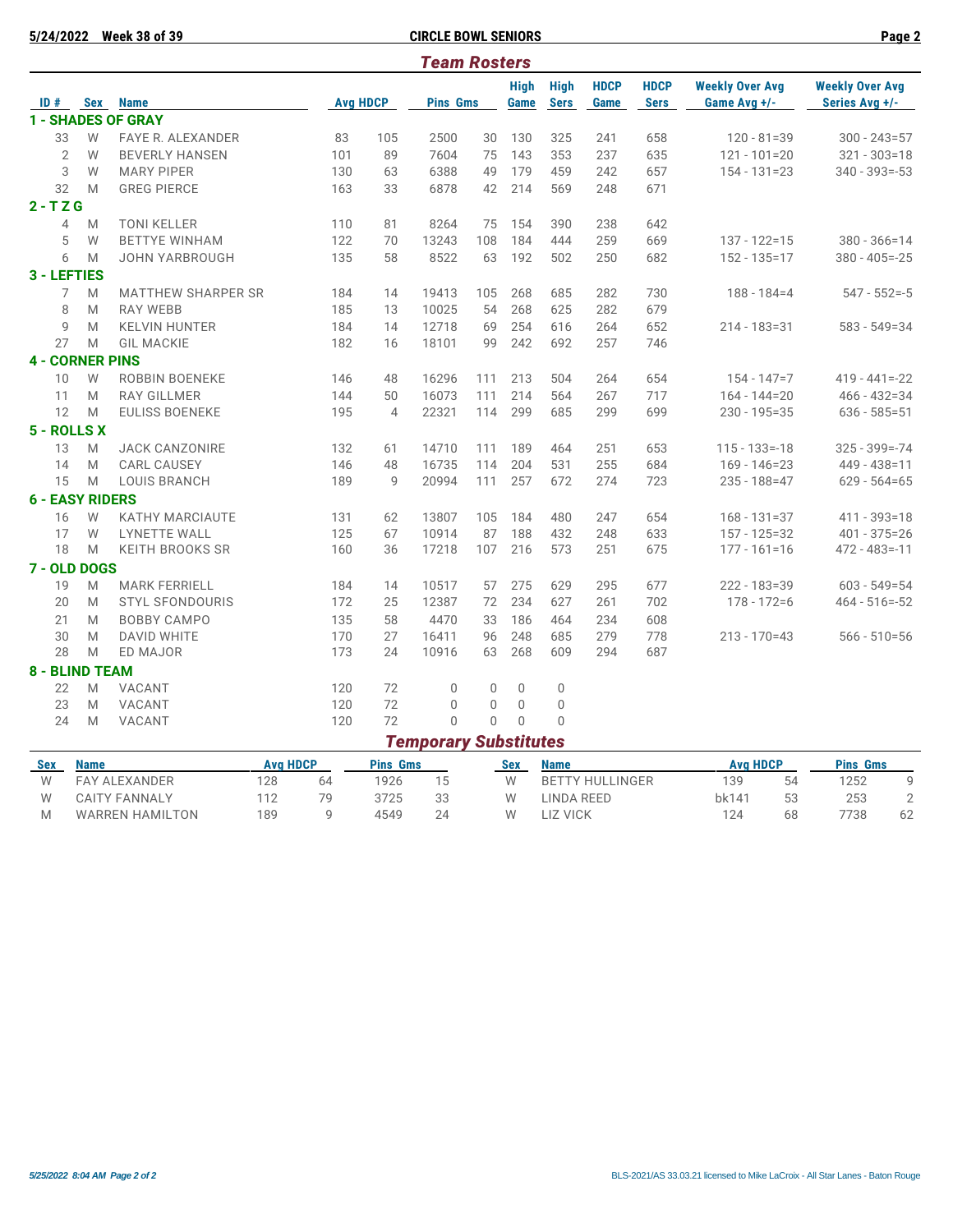## Team Rosters

| ID # | Sex | Name | Avg | HDCP | Pins | Gms | High Game | High Sers | HDCP Game | HDCP Sers | Weekly Over Avg Game Avg +/- | Weekly Over Avg Series Avg +/- |
|---|---|---|---|---|---|---|---|---|---|---|---|---|
| **1 - SHADES OF GRAY** | | | | | | | | | | | | |
| 33 | W | FAYE R. ALEXANDER | 83 | 105 | 2500 | 30 | 130 | 325 | 241 | 658 | 120 - 81=39 | 300 - 243=57 |
| 2 | W | BEVERLY HANSEN | 101 | 89 | 7604 | 75 | 143 | 353 | 237 | 635 | 121 - 101=20 | 321 - 303=18 |
| 3 | W | MARY PIPER | 130 | 63 | 6388 | 49 | 179 | 459 | 242 | 657 | 154 - 131=23 | 340 - 393=-53 |
| 32 | M | GREG PIERCE | 163 | 33 | 6878 | 42 | 214 | 569 | 248 | 671 | | |
| **2 - T Z G** | | | | | | | | | | | | |
| 4 | M | TONI KELLER | 110 | 81 | 8264 | 75 | 154 | 390 | 238 | 642 | | |
| 5 | W | BETTYE WINHAM | 122 | 70 | 13243 | 108 | 184 | 444 | 259 | 669 | 137 - 122=15 | 380 - 366=14 |
| 6 | M | JOHN YARBROUGH | 135 | 58 | 8522 | 63 | 192 | 502 | 250 | 682 | 152 - 135=17 | 380 - 405=-25 |
| **3 - LEFTIES** | | | | | | | | | | | | |
| 7 | M | MATTHEW SHARPER SR | 184 | 14 | 19413 | 105 | 268 | 685 | 282 | 730 | 188 - 184=4 | 547 - 552=-5 |
| 8 | M | RAY WEBB | 185 | 13 | 10025 | 54 | 268 | 625 | 282 | 679 | | |
| 9 | M | KELVIN HUNTER | 184 | 14 | 12718 | 69 | 254 | 616 | 264 | 652 | 214 - 183=31 | 583 - 549=34 |
| 27 | M | GIL MACKIE | 182 | 16 | 18101 | 99 | 242 | 692 | 257 | 746 | | |
| **4 - CORNER PINS** | | | | | | | | | | | | |
| 10 | W | ROBBIN BOENEKE | 146 | 48 | 16296 | 111 | 213 | 504 | 264 | 654 | 154 - 147=7 | 419 - 441=-22 |
| 11 | M | RAY GILLMER | 144 | 50 | 16073 | 111 | 214 | 564 | 267 | 717 | 164 - 144=20 | 466 - 432=34 |
| 12 | M | EULISS BOENEKE | 195 | 4 | 22321 | 114 | 299 | 685 | 299 | 699 | 230 - 195=35 | 636 - 585=51 |
| **5 - ROLLS X** | | | | | | | | | | | | |
| 13 | M | JACK CANZONIRE | 132 | 61 | 14710 | 111 | 189 | 464 | 251 | 653 | 115 - 133=-18 | 325 - 399=-74 |
| 14 | M | CARL CAUSEY | 146 | 48 | 16735 | 114 | 204 | 531 | 255 | 684 | 169 - 146=23 | 449 - 438=11 |
| 15 | M | LOUIS BRANCH | 189 | 9 | 20994 | 111 | 257 | 672 | 274 | 723 | 235 - 188=47 | 629 - 564=65 |
| **6 - EASY RIDERS** | | | | | | | | | | | | |
| 16 | W | KATHY MARCIAUTE | 131 | 62 | 13807 | 105 | 184 | 480 | 247 | 654 | 168 - 131=37 | 411 - 393=18 |
| 17 | W | LYNETTE WALL | 125 | 67 | 10914 | 87 | 188 | 432 | 248 | 633 | 157 - 125=32 | 401 - 375=26 |
| 18 | M | KEITH BROOKS SR | 160 | 36 | 17218 | 107 | 216 | 573 | 251 | 675 | 177 - 161=16 | 472 - 483=-11 |
| **7 - OLD DOGS** | | | | | | | | | | | | |
| 19 | M | MARK FERRIELL | 184 | 14 | 10517 | 57 | 275 | 629 | 295 | 677 | 222 - 183=39 | 603 - 549=54 |
| 20 | M | STYL SFONDOURIS | 172 | 25 | 12387 | 72 | 234 | 627 | 261 | 702 | 178 - 172=6 | 464 - 516=-52 |
| 21 | M | BOBBY CAMPO | 135 | 58 | 4470 | 33 | 186 | 464 | 234 | 608 | | |
| 30 | M | DAVID WHITE | 170 | 27 | 16411 | 96 | 248 | 685 | 279 | 778 | 213 - 170=43 | 566 - 510=56 |
| 28 | M | ED MAJOR | 173 | 24 | 10916 | 63 | 268 | 609 | 294 | 687 | | |
| **8 - BLIND TEAM** | | | | | | | | | | | | |
| 22 | M | VACANT | 120 | 72 | 0 | 0 | 0 | 0 | | | | |
| 23 | M | VACANT | 120 | 72 | 0 | 0 | 0 | 0 | | | | |
| 24 | M | VACANT | 120 | 72 | 0 | 0 | 0 | 0 | | | | |

## Temporary Substitutes

| Sex | Name | Avg | HDCP | Pins | Gms | Sex | Name | Avg | HDCP | Pins | Gms |
|---|---|---|---|---|---|---|---|---|---|---|---|
| W | FAY ALEXANDER | 128 | 64 | 1926 | 15 | W | BETTY HULLINGER | 139 | 54 | 1252 | 9 |
| W | CAITY FANNALY | 112 | 79 | 3725 | 33 | W | LINDA REED | bk141 | 53 | 253 | 2 |
| M | WARREN HAMILTON | 189 | 9 | 4549 | 24 | W | LIZ VICK | 124 | 68 | 7738 | 62 |

*5/25/2022 8:04 AM*

BLS-2021/AS 33.03.21 licensed to Mike LaCroix - All Star Lanes - Baton Rouge